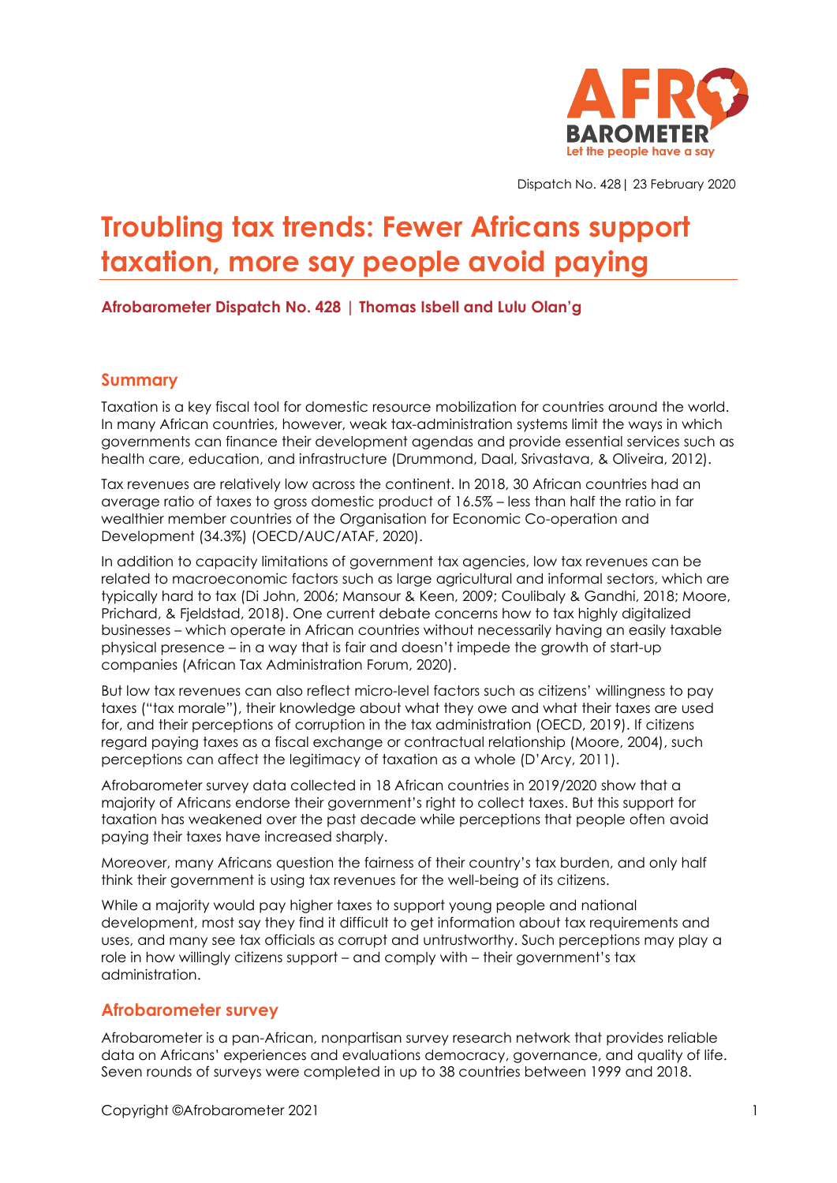Dispatch No. 428| 23 February 2020

# Troubling tax trends: Fewer Africans support taxation, more say people avoid paying

**Afrobarometer Dispatch No. 428 | Thomas Isbell and Lulu Olan'g**

## Summary

Taxation is a key fiscal tool for domestic resource mobilization for countries around the world. In many African countries, however, weak tax-administration systems limit the ways in which governments can finance their development agendas and provide essential services such as health care, education, and infrastructure (Drummond, Daal, Srivastava, & Oliveira, 2012).

Tax revenues are relatively low across the continent. In 2018, 30 African countries had an average ratio of taxes to gross domestic product of 16.5% – less than half the ratio in far wealthier member countries of the Organisation for Economic Co-operation and Development (34.3%) (OECD/AUC/ATAF, 2020).

In addition to capacity limitations of government tax agencies, low tax revenues can be related to macroeconomic factors such as large agricultural and informal sectors, which are typically hard to tax (Di John, 2006; Mansour & Keen, 2009; Coulibaly & Gandhi, 2018; Moore, Prichard, & Fjeldstad, 2018). One current debate concerns how to tax highly digitalized businesses – which operate in African countries without necessarily having an easily taxable physical presence – in a way that is fair and doesn't impede the growth of start-up companies (African Tax Administration Forum, 2020).

But low tax revenues can also reflect micro-level factors such as citizens' willingness to pay taxes ("tax morale"), their knowledge about what they owe and what their taxes are used for, and their perceptions of corruption in the tax administration (OECD, 2019). If citizens regard paying taxes as a fiscal exchange or contractual relationship (Moore, 2004), such perceptions can affect the legitimacy of taxation as a whole (D'Arcy, 2011).

Afrobarometer survey data collected in 18 African countries in 2019/2020 show that a majority of Africans endorse their government's right to collect taxes. But this support for taxation has weakened over the past decade while perceptions that people often avoid paying their taxes have increased sharply.

Moreover, many Africans question the fairness of their country's tax burden, and only half think their government is using tax revenues for the well-being of its citizens.

While a majority would pay higher taxes to support young people and national development, most say they find it difficult to get information about tax requirements and uses, and many see tax officials as corrupt and untrustworthy. Such perceptions may play a role in how willingly citizens support – and comply with – their government's tax administration.

## Afrobarometer survey

Afrobarometer is a pan-African, nonpartisan survey research network that provides reliable data on Africans' experiences and evaluations democracy, governance, and quality of life. Seven rounds of surveys were completed in up to 38 countries between 1999 and 2018.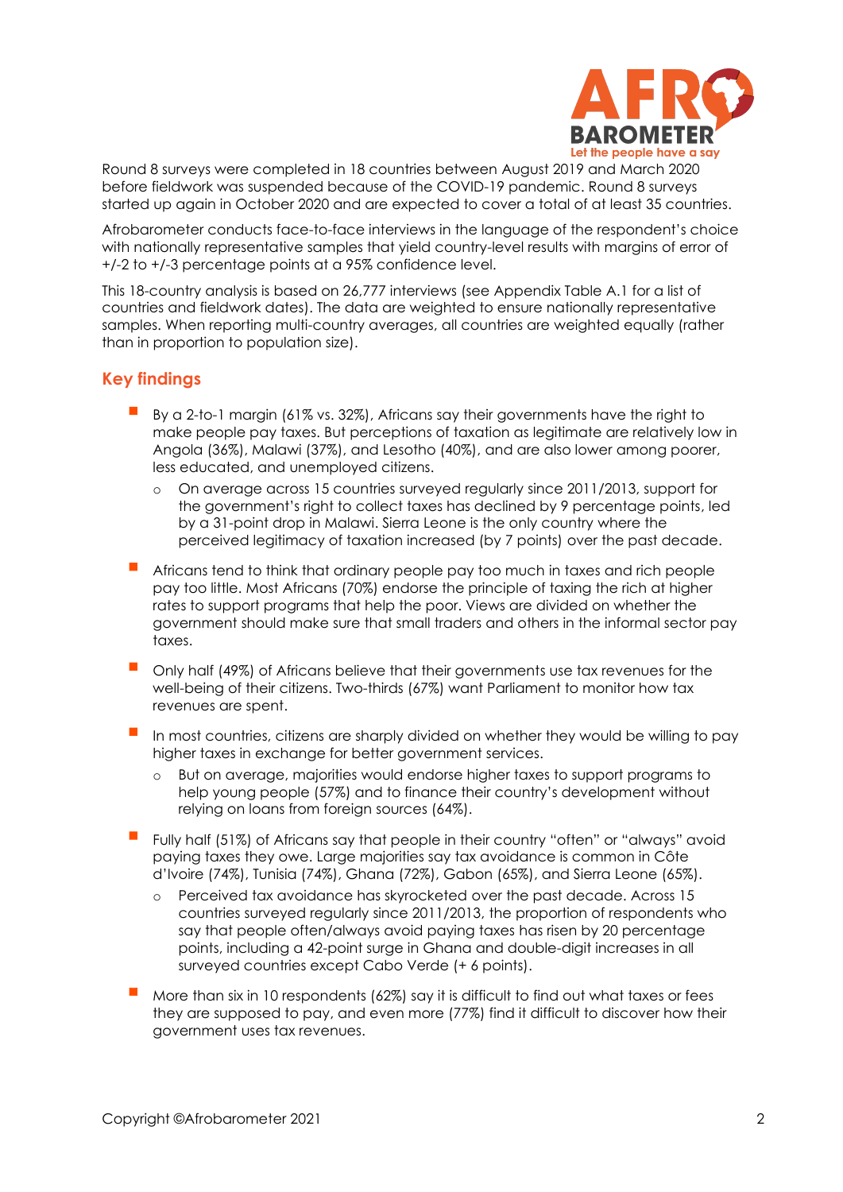Round 8 surveys were completed in 18 countries between August 2019 and March 2020 before fieldwork was suspended because of the COVID-19 pandemic. Round 8 surveys started up again in October 2020 and are expected to cover a total of at least 35 countries.

Afrobarometer conducts face-to-face interviews in the language of the respondent's choice with nationally representative samples that yield country-level results with margins of error of +/-2 to +/-3 percentage points at a 95% confidence level.

This 18-country analysis is based on 26,777 interviews (see Appendix Table A.1 for a list of countries and fieldwork dates). The data are weighted to ensure nationally representative samples. When reporting multi-country averages, all countries are weighted equally (rather than in proportion to population size).

## Key findings

- By a 2-to-1 margin (61% vs. 32%), Africans say their governments have the right to make people pay taxes. But perceptions of taxation as legitimate are relatively low in Angola (36%), Malawi (37%), and Lesotho (40%), and are also lower among poorer, less educated, and unemployed citizens.
  - On average across 15 countries surveyed regularly since 2011/2013, support for the government's right to collect taxes has declined by 9 percentage points, led by a 31-point drop in Malawi. Sierra Leone is the only country where the perceived legitimacy of taxation increased (by 7 points) over the past decade.
- Africans tend to think that ordinary people pay too much in taxes and rich people pay too little. Most Africans (70%) endorse the principle of taxing the rich at higher rates to support programs that help the poor. Views are divided on whether the government should make sure that small traders and others in the informal sector pay taxes.
- Only half (49%) of Africans believe that their governments use tax revenues for the well-being of their citizens. Two-thirds (67%) want Parliament to monitor how tax revenues are spent.
- In most countries, citizens are sharply divided on whether they would be willing to pay higher taxes in exchange for better government services.
  - But on average, majorities would endorse higher taxes to support programs to help young people (57%) and to finance their country's development without relying on loans from foreign sources (64%).
- Fully half (51%) of Africans say that people in their country "often" or "always" avoid paying taxes they owe. Large majorities say tax avoidance is common in Côte d'Ivoire (74%), Tunisia (74%), Ghana (72%), Gabon (65%), and Sierra Leone (65%).
  - Perceived tax avoidance has skyrocketed over the past decade. Across 15 countries surveyed regularly since 2011/2013, the proportion of respondents who say that people often/always avoid paying taxes has risen by 20 percentage points, including a 42-point surge in Ghana and double-digit increases in all surveyed countries except Cabo Verde (+ 6 points).
- More than six in 10 respondents (62%) say it is difficult to find out what taxes or fees they are supposed to pay, and even more (77%) find it difficult to discover how their government uses tax revenues.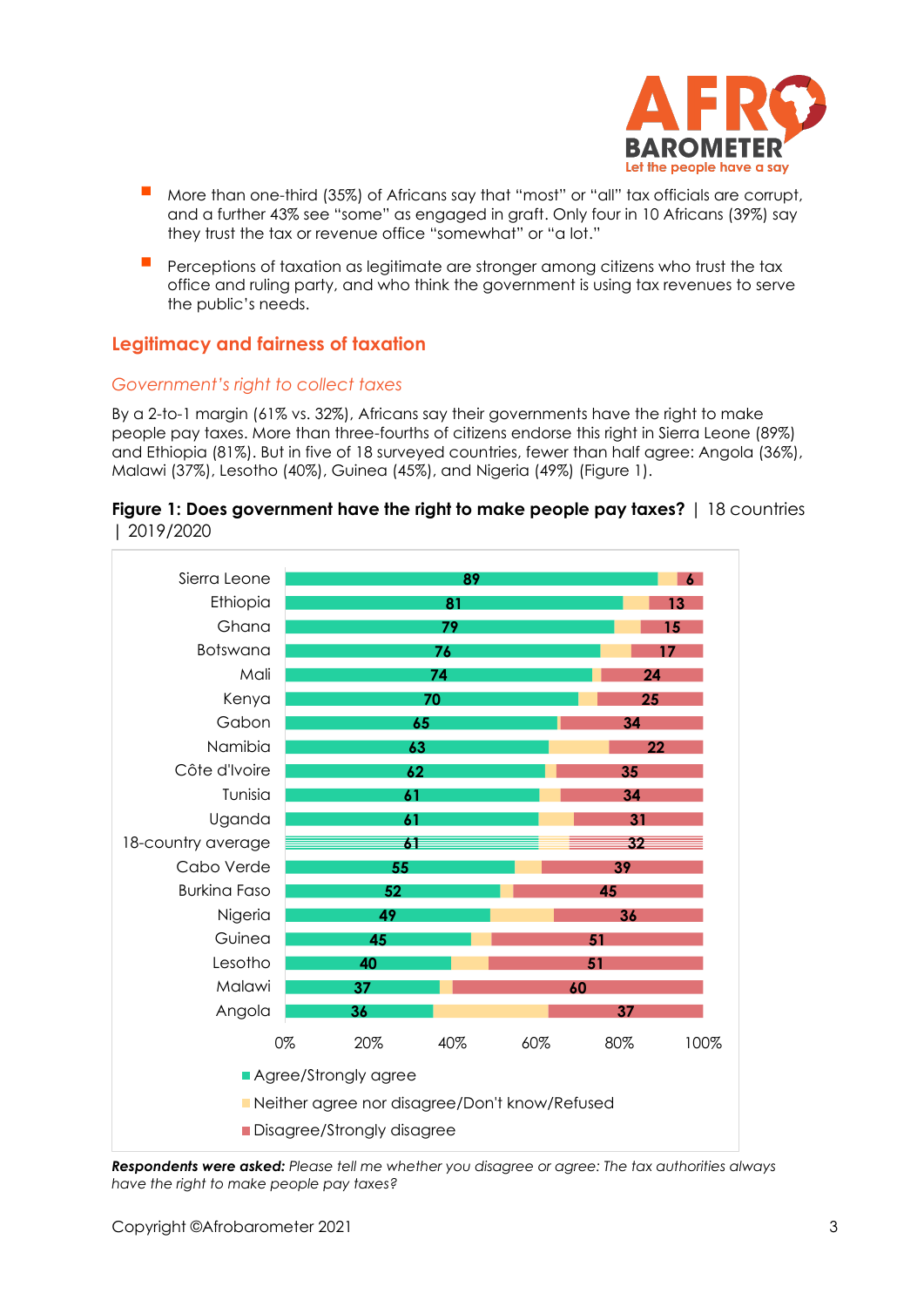- More than one-third (35%) of Africans say that "most" or "all" tax officials are corrupt, and a further 43% see "some" as engaged in graft. Only four in 10 Africans (39%) say they trust the tax or revenue office "somewhat" or "a lot."
- Perceptions of taxation as legitimate are stronger among citizens who trust the tax office and ruling party, and who think the government is using tax revenues to serve the public's needs.

## Legitimacy and fairness of taxation

### *Government's right to collect taxes*

By a 2-to-1 margin (61% vs. 32%), Africans say their governments have the right to make people pay taxes. More than three-fourths of citizens endorse this right in Sierra Leone (89%) and Ethiopia (81%). But in five of 18 surveyed countries, fewer than half agree: Angola (36%), Malawi (37%), Lesotho (40%), Guinea (45%), and Nigeria (49%) (Figure 1).

**Figure 1: Does government have the right to make people pay taxes?** | 18 countries | 2019/2020

Sierra Leone 89 6
Ethiopia 81 13
Ghana 79 15
Botswana 76 17
Mali 74 24
Kenya 70 25
Gabon 65 34
Namibia 63 22
Côte d'Ivoire 62 35
Tunisia 61 34
Uganda 61 31
18-country average 61 32
Cabo Verde 55 39
Burkina Faso 52 45
Nigeria 49 36
Guinea 45 51
Lesotho 40 51
Malawi 37 60
Angola 36 37

0% 20% 40% 60% 80% 100%

Agree/Strongly agree
Neither agree nor disagree/Don't know/Refused
Disagree/Strongly disagree

***Respondents were asked:*** *Please tell me whether you disagree or agree: The tax authorities always have the right to make people pay taxes?*

Copyright ©Afrobarometer 2021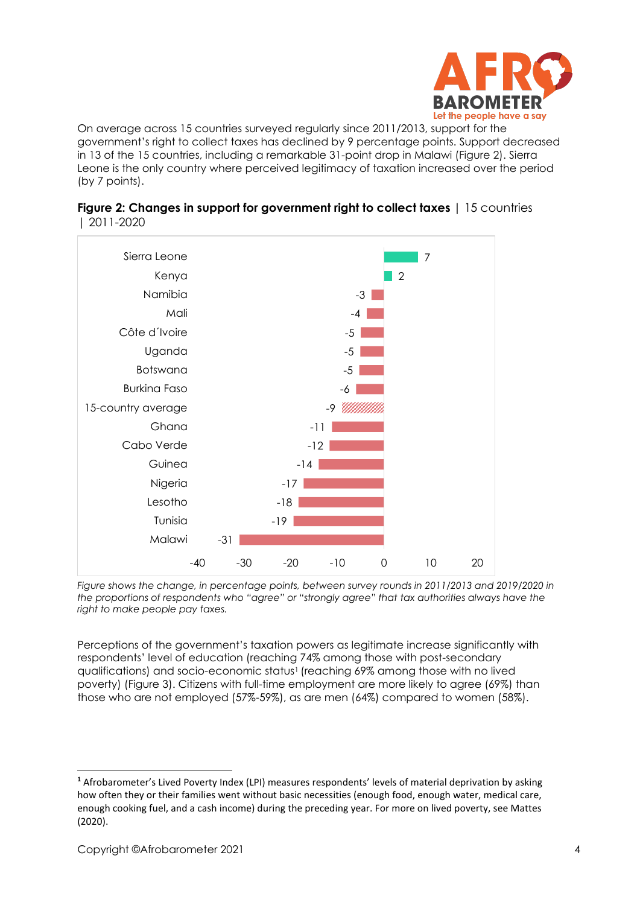On average across 15 countries surveyed regularly since 2011/2013, support for the government's right to collect taxes has declined by 9 percentage points. Support decreased in 13 of the 15 countries, including a remarkable 31-point drop in Malawi (Figure 2). Sierra Leone is the only country where perceived legitimacy of taxation increased over the period (by 7 points).

**Figure 2: Changes in support for government right to collect taxes** | 15 countries | 2011-2020

Sierra Leone 7
Kenya 2
Namibia -3
Mali -4
Côte d´Ivoire -5
Uganda -5
Botswana -5
Burkina Faso -6
15-country average -9
Ghana -11
Cabo Verde -12
Guinea -14
Nigeria -17
Lesotho -18
Tunisia -19
Malawi -31

-40 -30 -20 -10 0 10 20

*Figure shows the change, in percentage points, between survey rounds in 2011/2013 and 2019/2020 in the proportions of respondents who "agree" or "strongly agree" that tax authorities always have the right to make people pay taxes.*

Perceptions of the government's taxation powers as legitimate increase significantly with respondents' level of education (reaching 74% among those with post-secondary qualifications) and socio-economic status[1] (reaching 69% among those with no lived poverty) (Figure 3). Citizens with full-time employment are more likely to agree (69%) than those who are not employed (57%-59%), as are men (64%) compared to women (58%).

[1] Afrobarometer's Lived Poverty Index (LPI) measures respondents' levels of material deprivation by asking how often they or their families went without basic necessities (enough food, enough water, medical care, enough cooking fuel, and a cash income) during the preceding year. For more on lived poverty, see Mattes (2020).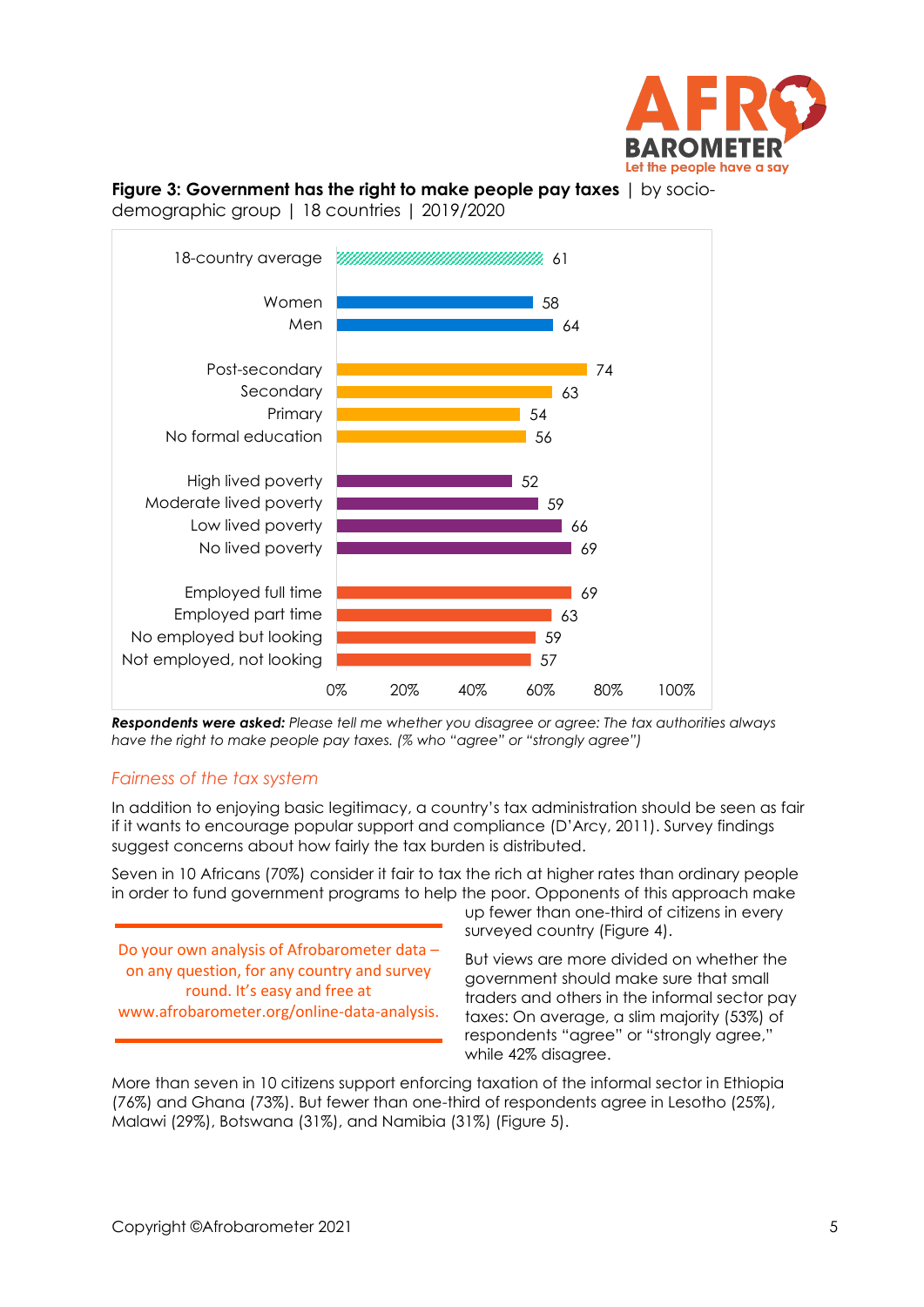**Figure 3: Government has the right to make people pay taxes** | by socio-demographic group | 18 countries | 2019/2020

18-country average 61

Women 58
Men 64

Post-secondary 74
Secondary 63
Primary 54
No formal education 56

High lived poverty 52
Moderate lived poverty 59
Low lived poverty 66
No lived poverty 69

Employed full time 69
Employed part time 63
No employed but looking 59
Not employed, not looking 57

0% 20% 40% 60% 80% 100%

***Respondents were asked:*** *Please tell me whether you disagree or agree: The tax authorities always have the right to make people pay taxes. (% who "agree" or "strongly agree")*

## *Fairness of the tax system*

In addition to enjoying basic legitimacy, a country's tax administration should be seen as fair if it wants to encourage popular support and compliance (D'Arcy, 2011). Survey findings suggest concerns about how fairly the tax burden is distributed.

Seven in 10 Africans (70%) consider it fair to tax the rich at higher rates than ordinary people in order to fund government programs to help the poor. Opponents of this approach make up fewer than one-third of citizens in every surveyed country (Figure 4).

> Do your own analysis of Afrobarometer data – on any question, for any country and survey round. It's easy and free at www.afrobarometer.org/online-data-analysis.

But views are more divided on whether the government should make sure that small traders and others in the informal sector pay taxes: On average, a slim majority (53%) of respondents "agree" or "strongly agree," while 42% disagree.

More than seven in 10 citizens support enforcing taxation of the informal sector in Ethiopia (76%) and Ghana (73%). But fewer than one-third of respondents agree in Lesotho (25%), Malawi (29%), Botswana (31%), and Namibia (31%) (Figure 5).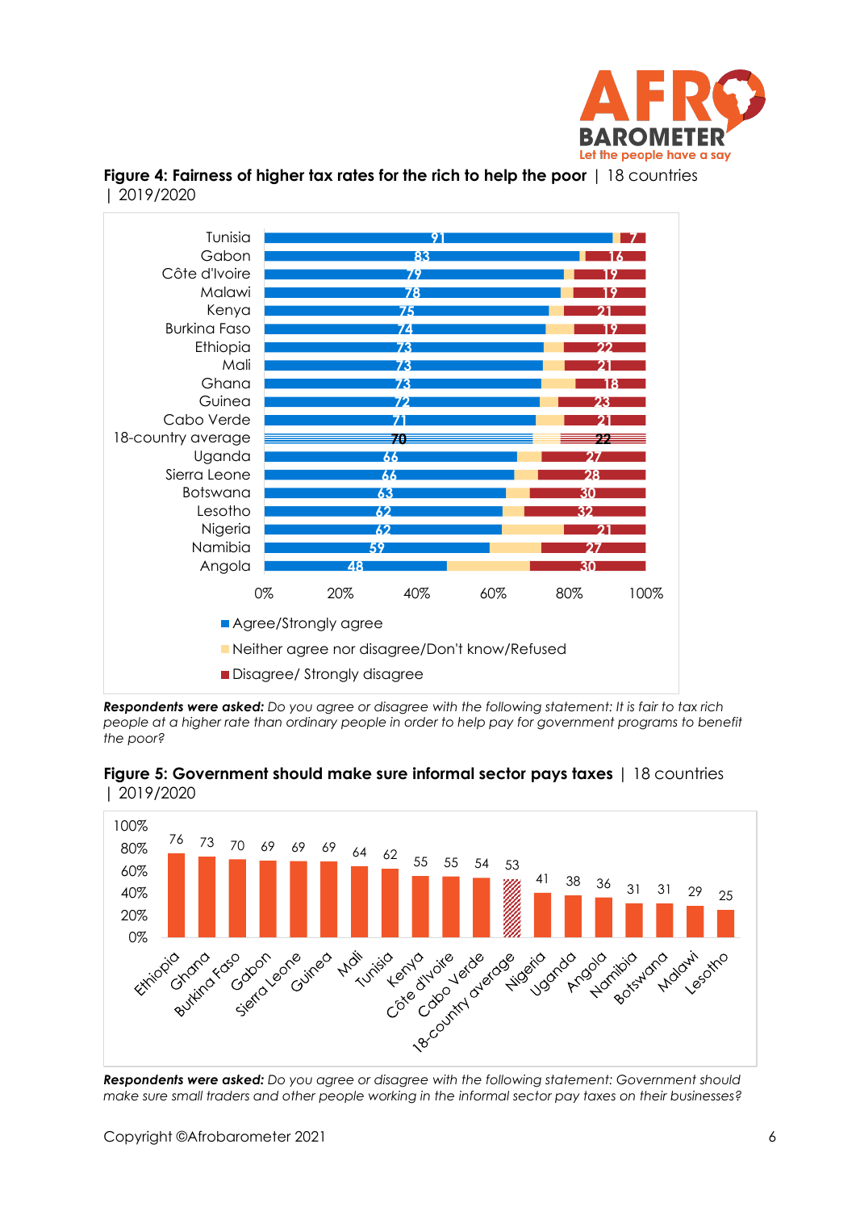**Figure 4: Fairness of higher tax rates for the rich to help the poor** | 18 countries | 2019/2020

Tunisia 91 7
Gabon 83 16
Côte d'Ivoire 79 19
Malawi 78 19
Kenya 75 21
Burkina Faso 74 19
Ethiopia 73 22
Mali 73 21
Ghana 73 18
Guinea 72 23
Cabo Verde 71 21
18-country average 70 22
Uganda 66 27
Sierra Leone 66 28
Botswana 63 30
Lesotho 62 32
Nigeria 62 21
Namibia 59 27
Angola 48 30

0% 20% 40% 60% 80% 100%

Agree/Strongly agree
Neither agree nor disagree/Don't know/Refused
Disagree/ Strongly disagree

***Respondents were asked:*** *Do you agree or disagree with the following statement: It is fair to tax rich people at a higher rate than ordinary people in order to help pay for government programs to benefit the poor?*

**Figure 5: Government should make sure informal sector pays taxes** | 18 countries | 2019/2020

100% 80% 60% 40% 20% 0%

Ethiopia 76
Ghana 73
Burkina Faso 70
Gabon 69
Sierra Leone 69
Guinea 69
Mali 64
Tunisia 62
Kenya 55
Côte d'Ivoire 55
Cabo Verde 54
18-country average 53
Nigeria 41
Uganda 38
Angola 36
Namibia 31
Botswana 31
Malawi 29
Lesotho 25

***Respondents were asked:*** *Do you agree or disagree with the following statement: Government should make sure small traders and other people working in the informal sector pay taxes on their businesses?*

Copyright ©Afrobarometer 2021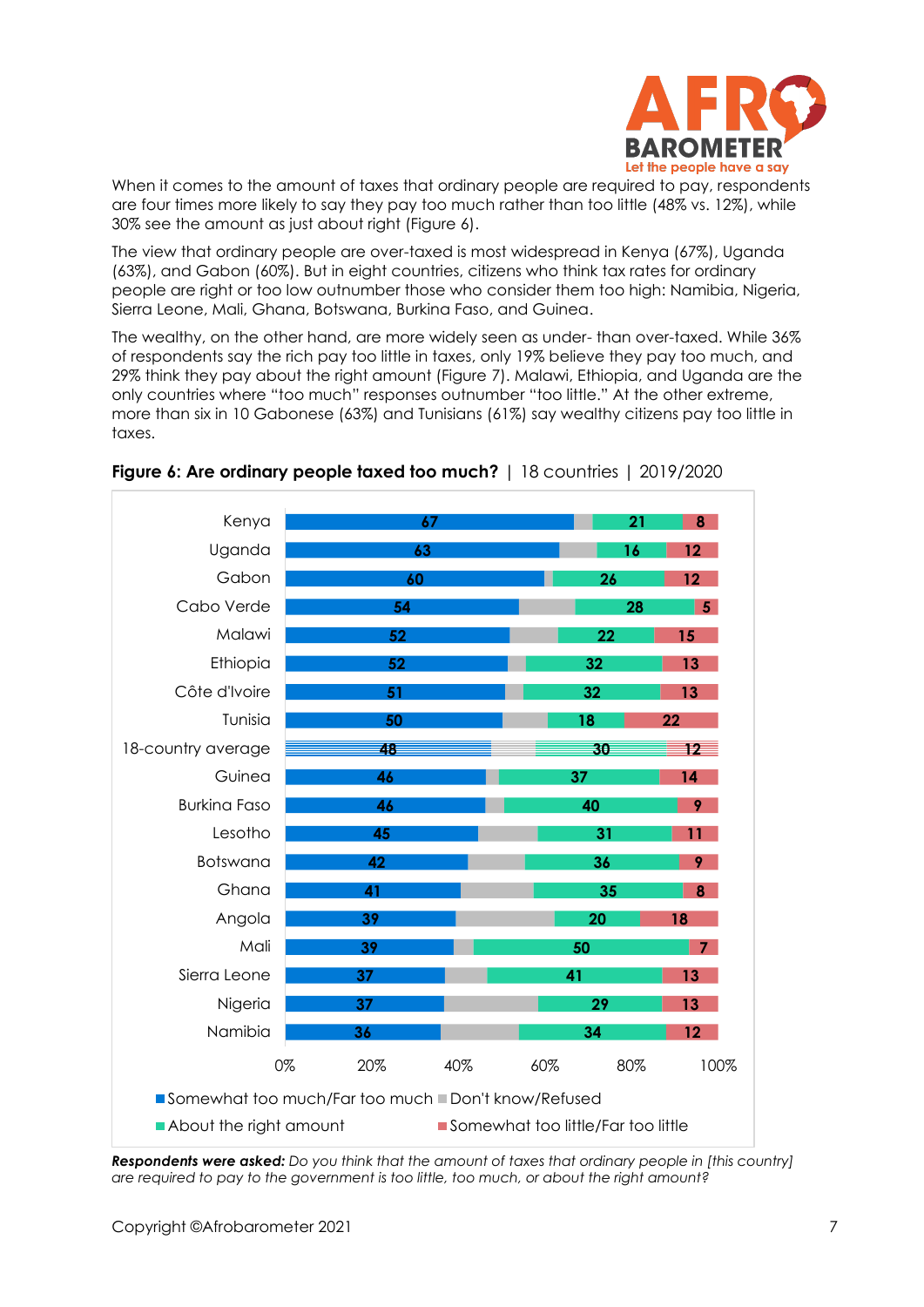When it comes to the amount of taxes that ordinary people are required to pay, respondents are four times more likely to say they pay too much rather than too little (48% vs. 12%), while 30% see the amount as just about right (Figure 6).

The view that ordinary people are over-taxed is most widespread in Kenya (67%), Uganda (63%), and Gabon (60%). But in eight countries, citizens who think tax rates for ordinary people are right or too low outnumber those who consider them too high: Namibia, Nigeria, Sierra Leone, Mali, Ghana, Botswana, Burkina Faso, and Guinea.

The wealthy, on the other hand, are more widely seen as under- than over-taxed. While 36% of respondents say the rich pay too little in taxes, only 19% believe they pay too much, and 29% think they pay about the right amount (Figure 7). Malawi, Ethiopia, and Uganda are the only countries where "too much" responses outnumber "too little." At the other extreme, more than six in 10 Gabonese (63%) and Tunisians (61%) say wealthy citizens pay too little in taxes.

**Figure 6: Are ordinary people taxed too much?** | 18 countries | 2019/2020

Kenya 67 21 8
Uganda 63 16 12
Gabon 60 26 12
Cabo Verde 54 28 5
Malawi 52 22 15
Ethiopia 52 32 13
Côte d'Ivoire 51 32 13
Tunisia 50 18 22
18-country average 48 30 12
Guinea 46 37 14
Burkina Faso 46 40 9
Lesotho 45 31 11
Botswana 42 36 9
Ghana 41 35 8
Angola 39 20 18
Mali 39 50 7
Sierra Leone 37 41 13
Nigeria 37 29 13
Namibia 36 34 12

0% 20% 40% 60% 80% 100%

Somewhat too much/Far too much
Don't know/Refused
About the right amount
Somewhat too little/Far too little

***Respondents were asked:*** *Do you think that the amount of taxes that ordinary people in [this country] are required to pay to the government is too little, too much, or about the right amount?*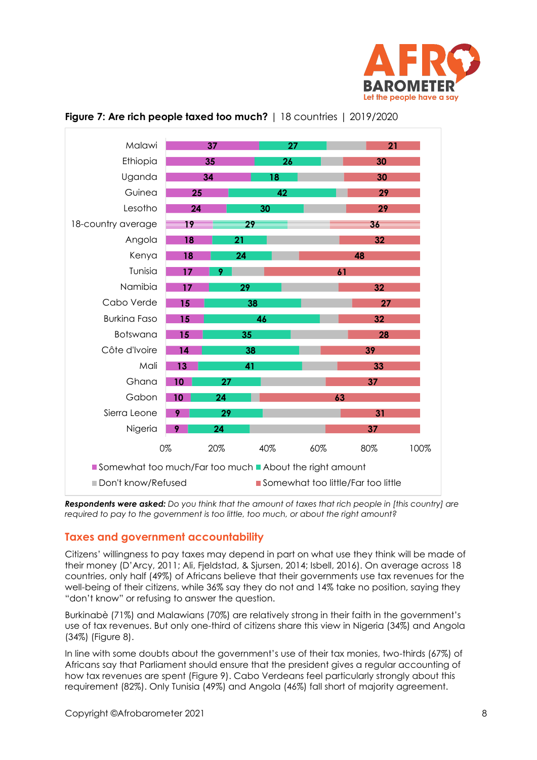**Figure 7: Are rich people taxed too much?** | 18 countries | 2019/2020

| Country | Somewhat too much/Far too much | About the right amount | Somewhat too little/Far too little |
|---|---|---|---|
| Malawi | 37 | 27 | 21 |
| Ethiopia | 35 | 26 | 30 |
| Uganda | 34 | 18 | 30 |
| Guinea | 25 | 42 | 29 |
| Lesotho | 24 | 30 | 29 |
| 18-country average | 19 | 29 | 36 |
| Angola | 18 | 21 | 32 |
| Kenya | 18 | 24 | 48 |
| Tunisia | 17 | 9 | 61 |
| Namibia | 17 | 29 | 32 |
| Cabo Verde | 15 | 38 | 27 |
| Burkina Faso | 15 | 46 | 32 |
| Botswana | 15 | 35 | 28 |
| Côte d'Ivoire | 14 | 38 | 39 |
| Mali | 13 | 41 | 33 |
| Ghana | 10 | 27 | 37 |
| Gabon | 10 | 24 | 63 |
| Sierra Leone | 9 | 29 | 31 |
| Nigeria | 9 | 24 | 37 |

Legend: Somewhat too much/Far too much; About the right amount; Don't know/Refused; Somewhat too little/Far too little

***Respondents were asked:*** *Do you think that the amount of taxes that rich people in [this country] are required to pay to the government is too little, too much, or about the right amount?*

## Taxes and government accountability

Citizens' willingness to pay taxes may depend in part on what use they think will be made of their money (D'Arcy, 2011; Ali, Fjeldstad, & Sjursen, 2014; Isbell, 2016). On average across 18 countries, only half (49%) of Africans believe that their governments use tax revenues for the well-being of their citizens, while 36% say they do not and 14% take no position, saying they "don't know" or refusing to answer the question.

Burkinabè (71%) and Malawians (70%) are relatively strong in their faith in the government's use of tax revenues. But only one-third of citizens share this view in Nigeria (34%) and Angola (34%) (Figure 8).

In line with some doubts about the government's use of their tax monies, two-thirds (67%) of Africans say that Parliament should ensure that the president gives a regular accounting of how tax revenues are spent (Figure 9). Cabo Verdeans feel particularly strongly about this requirement (82%). Only Tunisia (49%) and Angola (46%) fall short of majority agreement.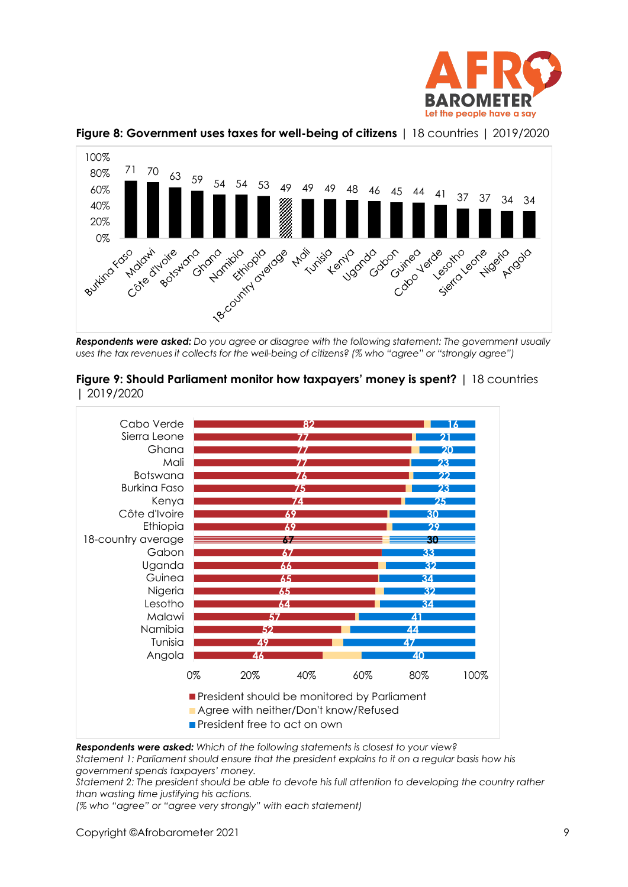**Figure 8: Government uses taxes for well-being of citizens** | 18 countries | 2019/2020

100%
80%
60%
40%
20%
0%

71 70 63 59 54 54 53 49 49 49 48 46 45 44 41 37 37 34 34

Burkina Faso, Malawi, Côte d'Ivoire, Botswana, Ghana, Namibia, Ethiopia, 18-country average, Mali, Tunisia, Kenya, Uganda, Gabon, Guinea, Cabo Verde, Lesotho, Sierra Leone, Nigeria, Angola

***Respondents were asked:*** *Do you agree or disagree with the following statement: The government usually uses the tax revenues it collects for the well-being of citizens? (% who "agree" or "strongly agree")*

**Figure 9: Should Parliament monitor how taxpayers' money is spent?** | 18 countries | 2019/2020

Cabo Verde 82 16
Sierra Leone 77 21
Ghana 77 20
Mali 77 23
Botswana 76 22
Burkina Faso 75 23
Kenya 74 25
Côte d'Ivoire 69 30
Ethiopia 69 29
18-country average 67 30
Gabon 67 33
Uganda 66 32
Guinea 65 34
Nigeria 65 32
Lesotho 64 34
Malawi 57 41
Namibia 52 44
Tunisia 49 47
Angola 46 40

0% 20% 40% 60% 80% 100%

- President should be monitored by Parliament
- Agree with neither/Don't know/Refused
- President free to act on own

***Respondents were asked:*** *Which of the following statements is closest to your view?*
*Statement 1: Parliament should ensure that the president explains to it on a regular basis how his government spends taxpayers' money.*
*Statement 2: The president should be able to devote his full attention to developing the country rather than wasting time justifying his actions.*
*(% who "agree" or "agree very strongly" with each statement)*

Copyright ©Afrobarometer 2021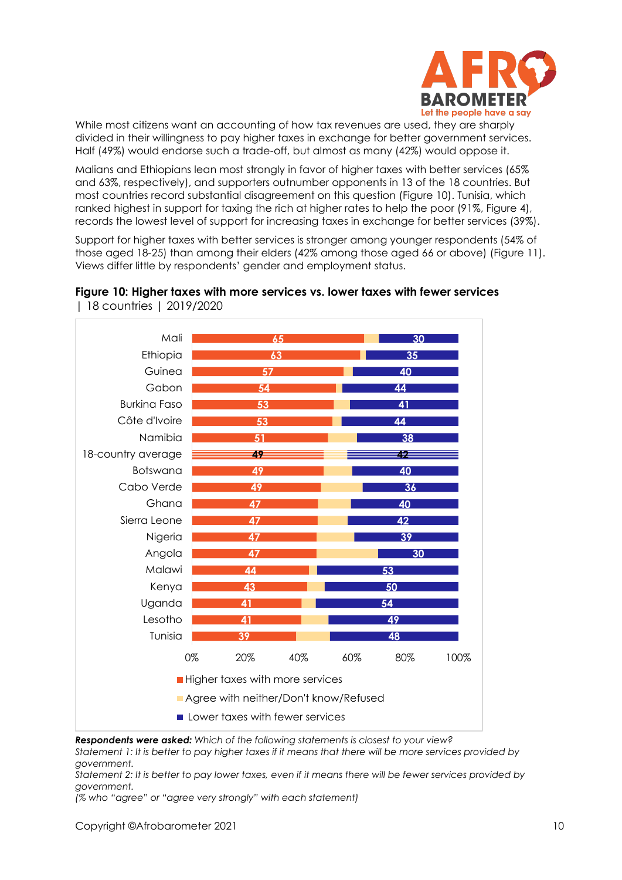While most citizens want an accounting of how tax revenues are used, they are sharply divided in their willingness to pay higher taxes in exchange for better government services. Half (49%) would endorse such a trade-off, but almost as many (42%) would oppose it.

Malians and Ethiopians lean most strongly in favor of higher taxes with better services (65% and 63%, respectively), and supporters outnumber opponents in 13 of the 18 countries. But most countries record substantial disagreement on this question (Figure 10). Tunisia, which ranked highest in support for taxing the rich at higher rates to help the poor (91%, Figure 4), records the lowest level of support for increasing taxes in exchange for better services (39%).

Support for higher taxes with better services is stronger among younger respondents (54% of those aged 18-25) than among their elders (42% among those aged 66 or above) (Figure 11). Views differ little by respondents' gender and employment status.

**Figure 10: Higher taxes with more services vs. lower taxes with fewer services** | 18 countries | 2019/2020

Mali 65 30
Ethiopia 63 35
Guinea 57 40
Gabon 54 44
Burkina Faso 53 41
Côte d'Ivoire 53 44
Namibia 51 38
18-country average 49 42
Botswana 49 40
Cabo Verde 49 36
Ghana 47 40
Sierra Leone 47 42
Nigeria 47 39
Angola 47 30
Malawi 44 53
Kenya 43 50
Uganda 41 54
Lesotho 41 49
Tunisia 39 48

0% 20% 40% 60% 80% 100%

Higher taxes with more services
Agree with neither/Don't know/Refused
Lower taxes with fewer services

***Respondents were asked:*** *Which of the following statements is closest to your view?*
*Statement 1: It is better to pay higher taxes if it means that there will be more services provided by government.*
*Statement 2: It is better to pay lower taxes, even if it means there will be fewer services provided by government.*
*(% who "agree" or "agree very strongly" with each statement)*

Copyright ©Afrobarometer 2021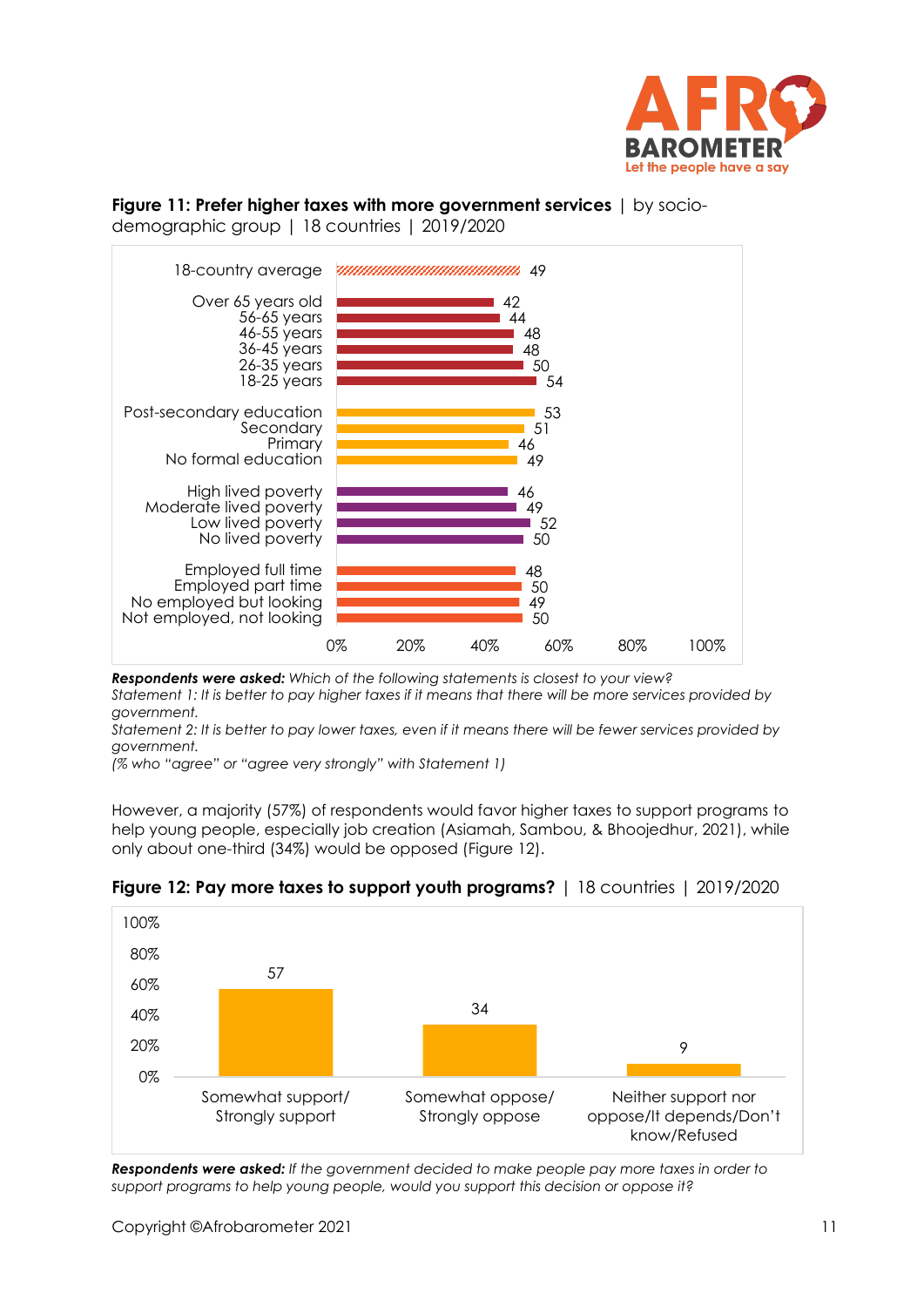**Figure 11: Prefer higher taxes with more government services** | by socio-demographic group | 18 countries | 2019/2020

18-country average 49

Over 65 years old 42
56-65 years 44
46-55 years 48
36-45 years 48
26-35 years 50
18-25 years 54

Post-secondary education 53
Secondary 51
Primary 46
No formal education 49

High lived poverty 46
Moderate lived poverty 49
Low lived poverty 52
No lived poverty 50

Employed full time 48
Employed part time 50
No employed but looking 49
Not employed, not looking 50

0% 20% 40% 60% 80% 100%

***Respondents were asked:*** *Which of the following statements is closest to your view?*
*Statement 1: It is better to pay higher taxes if it means that there will be more services provided by government.*
*Statement 2: It is better to pay lower taxes, even if it means there will be fewer services provided by government.*
*(% who "agree" or "agree very strongly" with Statement 1)*

However, a majority (57%) of respondents would favor higher taxes to support programs to help young people, especially job creation (Asiamah, Sambou, & Bhoojedhur, 2021), while only about one-third (34%) would be opposed (Figure 12).

**Figure 12: Pay more taxes to support youth programs?** | 18 countries | 2019/2020

100%
80%
60%
40%
20%
0%

Somewhat support/ Strongly support 57
Somewhat oppose/ Strongly oppose 34
Neither support nor oppose/It depends/Don't know/Refused 9

***Respondents were asked:*** *If the government decided to make people pay more taxes in order to support programs to help young people, would you support this decision or oppose it?*

Copyright ©Afrobarometer 2021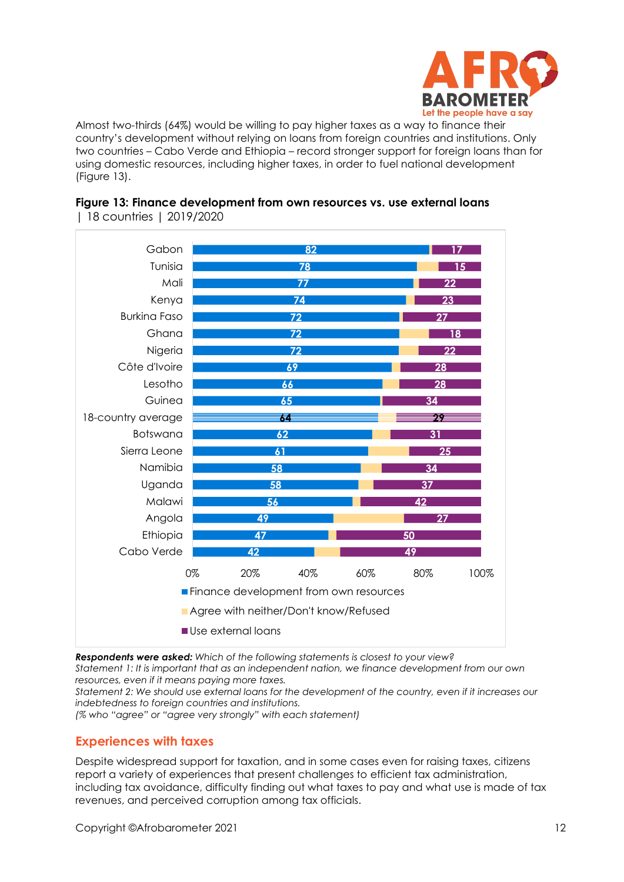Almost two-thirds (64%) would be willing to pay higher taxes as a way to finance their country's development without relying on loans from foreign countries and institutions. Only two countries – Cabo Verde and Ethiopia – record stronger support for foreign loans than for using domestic resources, including higher taxes, in order to fuel national development (Figure 13).

**Figure 13: Finance development from own resources vs. use external loans** | 18 countries | 2019/2020

Gabon 82 17
Tunisia 78 15
Mali 77 22
Kenya 74 23
Burkina Faso 72 27
Ghana 72 18
Nigeria 72 22
Côte d'Ivoire 69 28
Lesotho 66 28
Guinea 65 34
18-country average 64 29
Botswana 62 31
Sierra Leone 61 25
Namibia 58 34
Uganda 58 37
Malawi 56 42
Angola 49 27
Ethiopia 47 50
Cabo Verde 42 49

0% 20% 40% 60% 80% 100%

Finance development from own resources
Agree with neither/Don't know/Refused
Use external loans

***Respondents were asked:*** *Which of the following statements is closest to your view?*
*Statement 1: It is important that as an independent nation, we finance development from our own resources, even if it means paying more taxes.*
*Statement 2: We should use external loans for the development of the country, even if it increases our indebtedness to foreign countries and institutions.*
*(% who "agree" or "agree very strongly" with each statement)*

## Experiences with taxes

Despite widespread support for taxation, and in some cases even for raising taxes, citizens report a variety of experiences that present challenges to efficient tax administration, including tax avoidance, difficulty finding out what taxes to pay and what use is made of tax revenues, and perceived corruption among tax officials.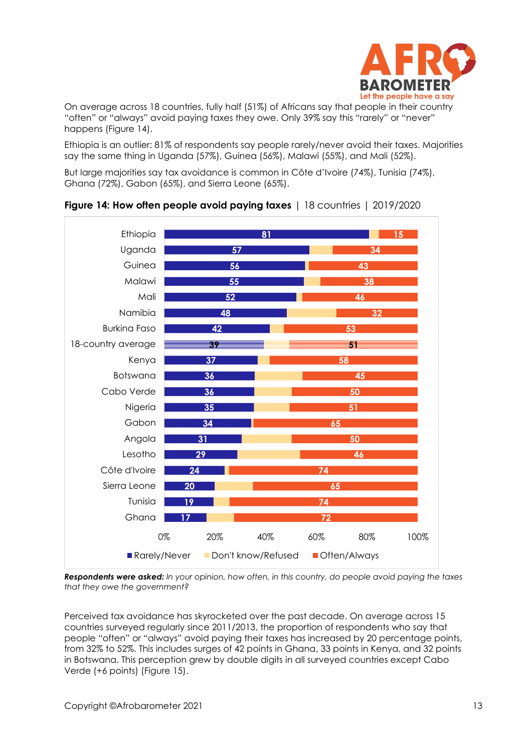On average across 18 countries, fully half (51%) of Africans say that people in their country "often" or "always" avoid paying taxes they owe. Only 39% say this "rarely" or "never" happens (Figure 14).

Ethiopia is an outlier: 81% of respondents say people rarely/never avoid their taxes. Majorities say the same thing in Uganda (57%), Guinea (56%), Malawi (55%), and Mali (52%).

But large majorities say tax avoidance is common in Côte d'Ivoire (74%), Tunisia (74%), Ghana (72%), Gabon (65%), and Sierra Leone (65%).

**Figure 14: How often people avoid paying taxes** | 18 countries | 2019/2020

Ethiopia 81 15
Uganda 57 34
Guinea 56 43
Malawi 55 38
Mali 52 46
Namibia 48 32
Burkina Faso 42 53
18-country average 39 51
Kenya 37 58
Botswana 36 45
Cabo Verde 36 50
Nigeria 35 51
Gabon 34 65
Angola 31 50
Lesotho 29 46
Côte d'Ivoire 24 74
Sierra Leone 20 65
Tunisia 19 74
Ghana 17 72

0% 20% 40% 60% 80% 100%

Rarely/Never | Don't know/Refused | Often/Always

***Respondents were asked:*** *In your opinion, how often, in this country, do people avoid paying the taxes that they owe the government?*

Perceived tax avoidance has skyrocketed over the past decade. On average across 15 countries surveyed regularly since 2011/2013, the proportion of respondents who say that people "often" or "always" avoid paying their taxes has increased by 20 percentage points, from 32% to 52%. This includes surges of 42 points in Ghana, 33 points in Kenya, and 32 points in Botswana. This perception grew by double digits in all surveyed countries except Cabo Verde (+6 points) (Figure 15).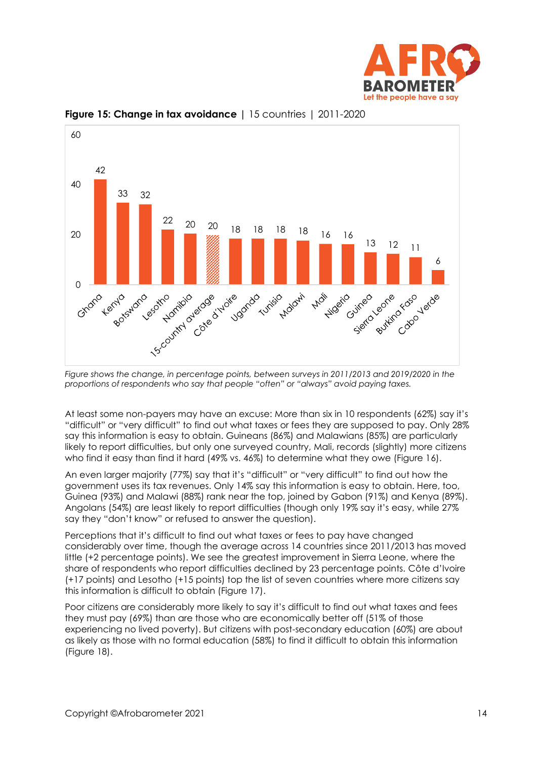**Figure 15: Change in tax avoidance** | 15 countries | 2011-2020

60
40
20
0

42 33 32 22 20 20 18 18 18 18 16 16 13 12 11 6

Ghana Kenya Botswana Lesotho Namibia 15-country average Côte d'Ivoire Uganda Tunisia Malawi Mali Nigeria Guinea Sierra Leone Burkina Faso Cabo Verde

*Figure shows the change, in percentage points, between surveys in 2011/2013 and 2019/2020 in the proportions of respondents who say that people "often" or "always" avoid paying taxes.*

At least some non-payers may have an excuse: More than six in 10 respondents (62%) say it's "difficult" or "very difficult" to find out what taxes or fees they are supposed to pay. Only 28% say this information is easy to obtain. Guineans (86%) and Malawians (85%) are particularly likely to report difficulties, but only one surveyed country, Mali, records (slightly) more citizens who find it easy than find it hard (49% vs. 46%) to determine what they owe (Figure 16).

An even larger majority (77%) say that it's "difficult" or "very difficult" to find out how the government uses its tax revenues. Only 14% say this information is easy to obtain. Here, too, Guinea (93%) and Malawi (88%) rank near the top, joined by Gabon (91%) and Kenya (89%). Angolans (54%) are least likely to report difficulties (though only 19% say it's easy, while 27% say they "don't know" or refused to answer the question).

Perceptions that it's difficult to find out what taxes or fees to pay have changed considerably over time, though the average across 14 countries since 2011/2013 has moved little (+2 percentage points). We see the greatest improvement in Sierra Leone, where the share of respondents who report difficulties declined by 23 percentage points. Côte d'Ivoire (+17 points) and Lesotho (+15 points) top the list of seven countries where more citizens say this information is difficult to obtain (Figure 17).

Poor citizens are considerably more likely to say it's difficult to find out what taxes and fees they must pay (69%) than are those who are economically better off (51% of those experiencing no lived poverty). But citizens with post-secondary education (60%) are about as likely as those with no formal education (58%) to find it difficult to obtain this information (Figure 18).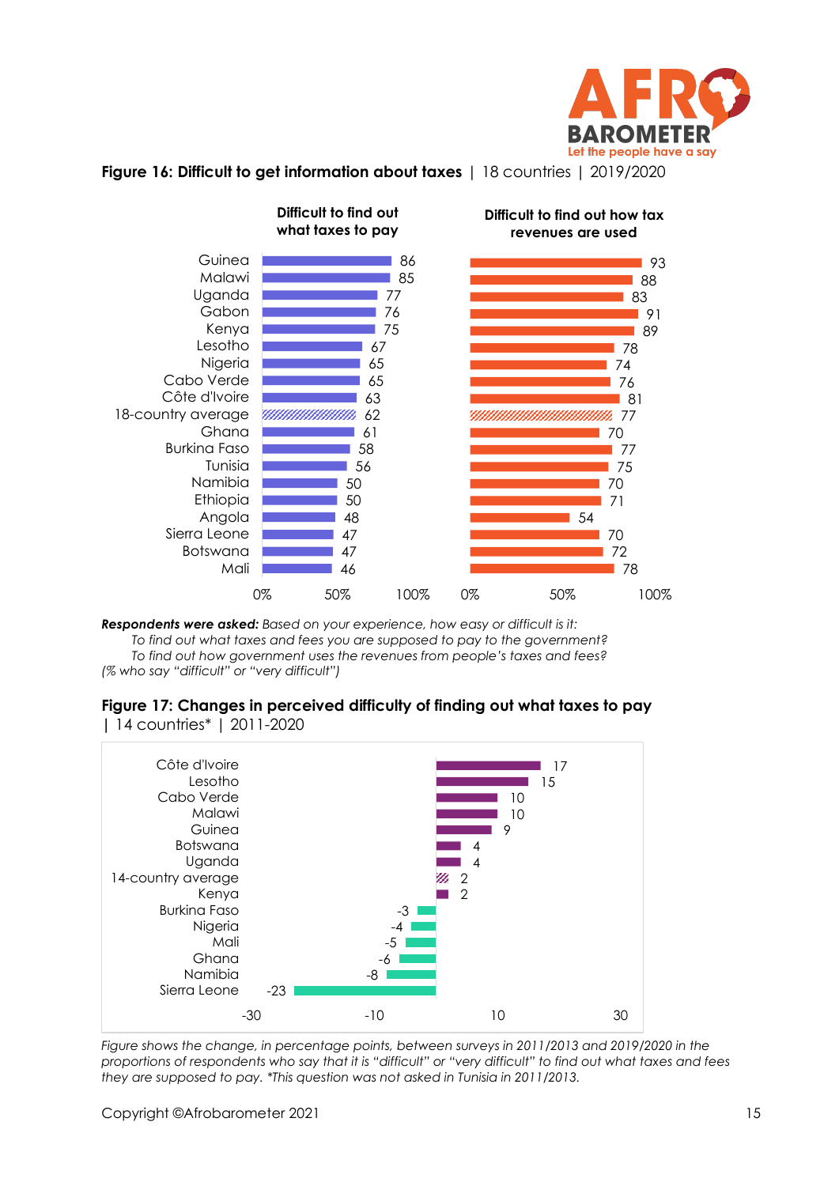**Figure 16: Difficult to get information about taxes** | 18 countries | 2019/2020

Difficult to find out what taxes to pay

Difficult to find out how tax revenues are used

Guinea 86 93
Malawi 85 88
Uganda 77 83
Gabon 76 91
Kenya 75 89
Lesotho 67 78
Nigeria 65 74
Cabo Verde 65 76
Côte d'Ivoire 63 81
18-country average 62 77
Ghana 61 70
Burkina Faso 58 77
Tunisia 56 75
Namibia 50 70
Ethiopia 50 71
Angola 48 54
Sierra Leone 47 70
Botswana 47 72
Mali 46 78

0% 50% 100% 0% 50% 100%

***Respondents were asked:*** *Based on your experience, how easy or difficult is it:*
*To find out what taxes and fees you are supposed to pay to the government?*
*To find out how government uses the revenues from people's taxes and fees?*
*(% who say "difficult" or "very difficult")*

**Figure 17: Changes in perceived difficulty of finding out what taxes to pay** | 14 countries* | 2011-2020

Côte d'Ivoire 17
Lesotho 15
Cabo Verde 10
Malawi 10
Guinea 9
Botswana 4
Uganda 4
14-country average 2
Kenya 2
Burkina Faso -3
Nigeria -4
Mali -5
Ghana -6
Namibia -8
Sierra Leone -23

-30 -10 10 30

*Figure shows the change, in percentage points, between surveys in 2011/2013 and 2019/2020 in the proportions of respondents who say that it is "difficult" or "very difficult" to find out what taxes and fees they are supposed to pay. \*This question was not asked in Tunisia in 2011/2013.*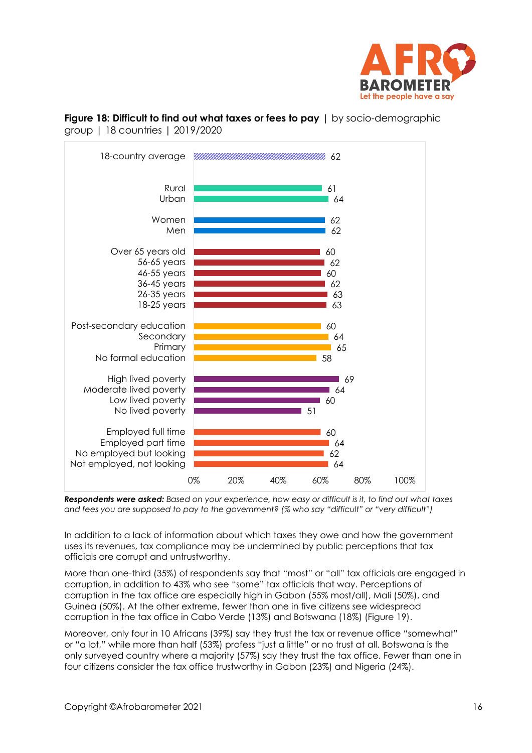**Figure 18: Difficult to find out what taxes or fees to pay** | by socio-demographic group | 18 countries | 2019/2020

18-country average 62

Rural 61
Urban 64

Women 62
Men 62

Over 65 years old 60
56-65 years 62
46-55 years 60
36-45 years 62
26-35 years 63
18-25 years 63

Post-secondary education 60
Secondary 64
Primary 65
No formal education 58

High lived poverty 69
Moderate lived poverty 64
Low lived poverty 60
No lived poverty 51

Employed full time 60
Employed part time 64
No employed but looking 62
Not employed, not looking 64

0% 20% 40% 60% 80% 100%

***Respondents were asked:*** *Based on your experience, how easy or difficult is it, to find out what taxes and fees you are supposed to pay to the government? (% who say "difficult" or "very difficult")*

In addition to a lack of information about which taxes they owe and how the government uses its revenues, tax compliance may be undermined by public perceptions that tax officials are corrupt and untrustworthy.

More than one-third (35%) of respondents say that "most" or "all" tax officials are engaged in corruption, in addition to 43% who see "some" tax officials that way. Perceptions of corruption in the tax office are especially high in Gabon (55% most/all), Mali (50%), and Guinea (50%). At the other extreme, fewer than one in five citizens see widespread corruption in the tax office in Cabo Verde (13%) and Botswana (18%) (Figure 19).

Moreover, only four in 10 Africans (39%) say they trust the tax or revenue office "somewhat" or "a lot," while more than half (53%) profess "just a little" or no trust at all. Botswana is the only surveyed country where a majority (57%) say they trust the tax office. Fewer than one in four citizens consider the tax office trustworthy in Gabon (23%) and Nigeria (24%).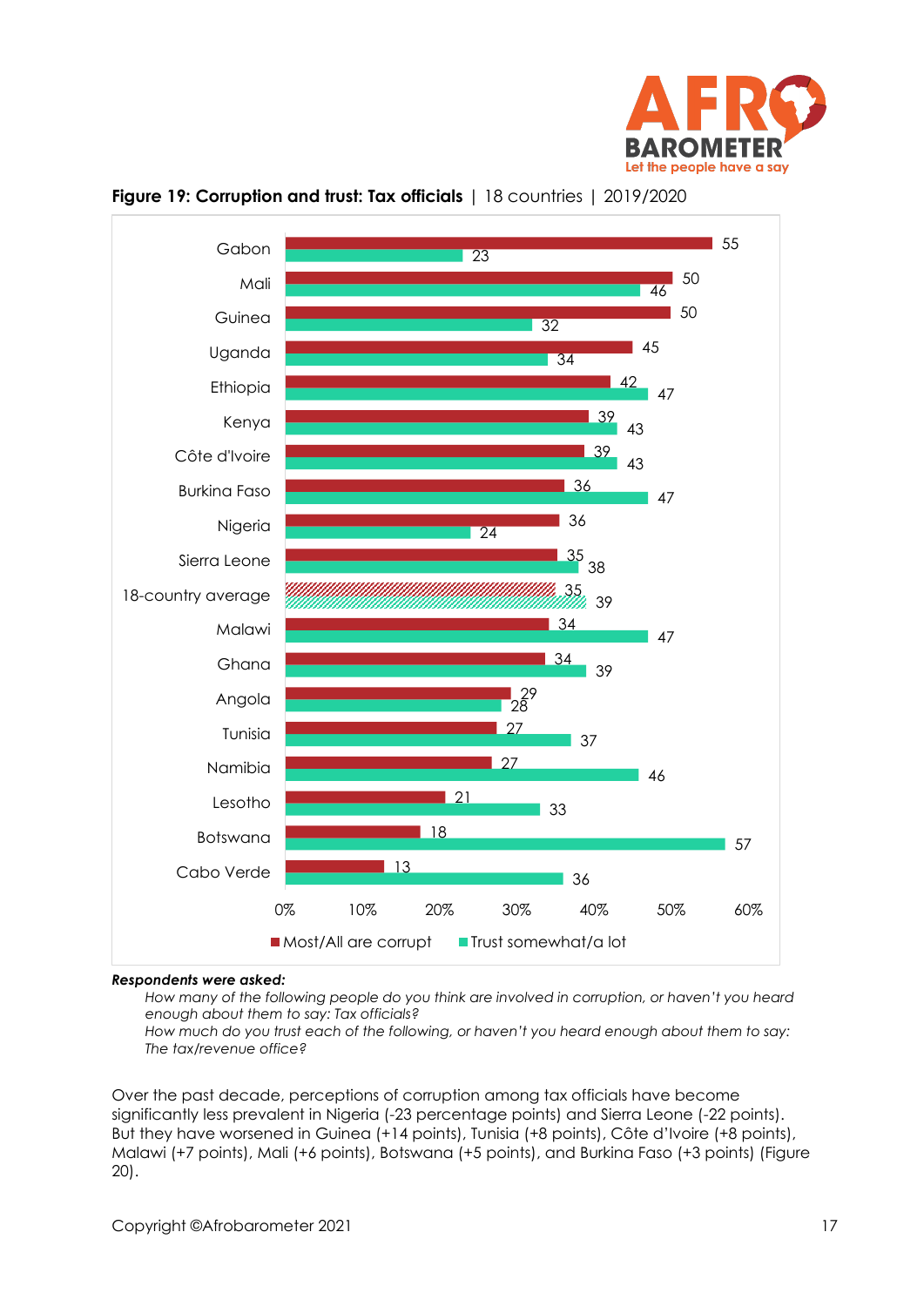**Figure 19: Corruption and trust: Tax officials** | 18 countries | 2019/2020

Gabon 55 23
Mali 50 46
Guinea 50 32
Uganda 45 34
Ethiopia 42 47
Kenya 39 43
Côte d'Ivoire 39 43
Burkina Faso 36 47
Nigeria 36 24
Sierra Leone 35 38
18-country average 35 39
Malawi 34 47
Ghana 34 39
Angola 29 28
Tunisia 27 37
Namibia 27 46
Lesotho 21 33
Botswana 18 57
Cabo Verde 13 36

0% 10% 20% 30% 40% 50% 60%

Most/All are corrupt
Trust somewhat/a lot

***Respondents were asked:***

*How many of the following people do you think are involved in corruption, or haven't you heard enough about them to say: Tax officials?*

*How much do you trust each of the following, or haven't you heard enough about them to say: The tax/revenue office?*

Over the past decade, perceptions of corruption among tax officials have become significantly less prevalent in Nigeria (-23 percentage points) and Sierra Leone (-22 points). But they have worsened in Guinea (+14 points), Tunisia (+8 points), Côte d'Ivoire (+8 points), Malawi (+7 points), Mali (+6 points), Botswana (+5 points), and Burkina Faso (+3 points) (Figure 20).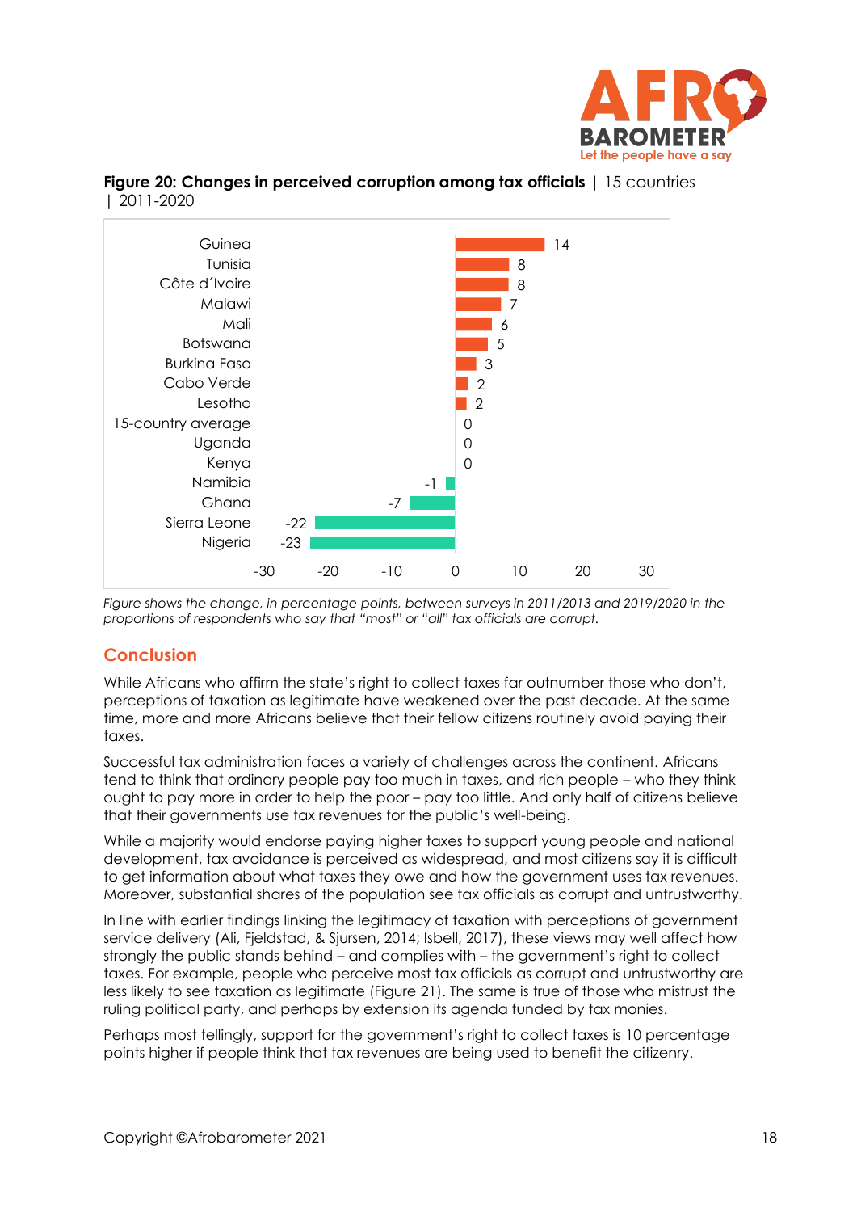**Figure 20: Changes in perceived corruption among tax officials** | 15 countries | 2011-2020

Guinea 14
Tunisia 8
Côte d´Ivoire 8
Malawi 7
Mali 6
Botswana 5
Burkina Faso 3
Cabo Verde 2
Lesotho 2
15-country average 0
Uganda 0
Kenya 0
Namibia -1
Ghana -7
Sierra Leone -22
Nigeria -23

-30 -20 -10 0 10 20 30

*Figure shows the change, in percentage points, between surveys in 2011/2013 and 2019/2020 in the proportions of respondents who say that "most" or "all" tax officials are corrupt.*

## Conclusion

While Africans who affirm the state's right to collect taxes far outnumber those who don't, perceptions of taxation as legitimate have weakened over the past decade. At the same time, more and more Africans believe that their fellow citizens routinely avoid paying their taxes.

Successful tax administration faces a variety of challenges across the continent. Africans tend to think that ordinary people pay too much in taxes, and rich people – who they think ought to pay more in order to help the poor – pay too little. And only half of citizens believe that their governments use tax revenues for the public's well-being.

While a majority would endorse paying higher taxes to support young people and national development, tax avoidance is perceived as widespread, and most citizens say it is difficult to get information about what taxes they owe and how the government uses tax revenues. Moreover, substantial shares of the population see tax officials as corrupt and untrustworthy.

In line with earlier findings linking the legitimacy of taxation with perceptions of government service delivery (Ali, Fjeldstad, & Sjursen, 2014; Isbell, 2017), these views may well affect how strongly the public stands behind – and complies with – the government's right to collect taxes. For example, people who perceive most tax officials as corrupt and untrustworthy are less likely to see taxation as legitimate (Figure 21). The same is true of those who mistrust the ruling political party, and perhaps by extension its agenda funded by tax monies.

Perhaps most tellingly, support for the government's right to collect taxes is 10 percentage points higher if people think that tax revenues are being used to benefit the citizenry.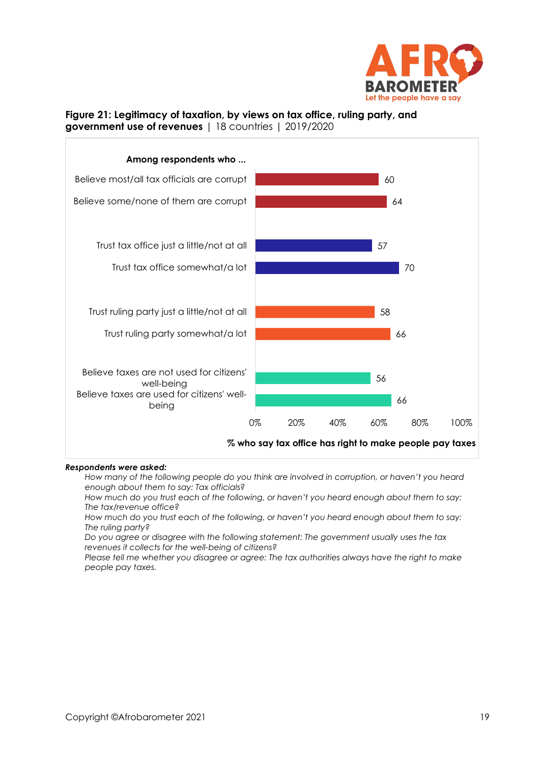**Figure 21: Legitimacy of taxation, by views on tax office, ruling party, and government use of revenues** | 18 countries | 2019/2020

Among respondents who ...

Believe most/all tax officials are corrupt 60

Believe some/none of them are corrupt 64

Trust tax office just a little/not at all 57

Trust tax office somewhat/a lot 70

Trust ruling party just a little/not at all 58

Trust ruling party somewhat/a lot 66

Believe taxes are not used for citizens' well-being 56

Believe taxes are used for citizens' well-being 66

0% 20% 40% 60% 80% 100%

% who say tax office has right to make people pay taxes

***Respondents were asked:***

*How many of the following people do you think are involved in corruption, or haven't you heard enough about them to say: Tax officials?*

*How much do you trust each of the following, or haven't you heard enough about them to say: The tax/revenue office?*

*How much do you trust each of the following, or haven't you heard enough about them to say: The ruling party?*

*Do you agree or disagree with the following statement: The government usually uses the tax revenues it collects for the well-being of citizens?*

*Please tell me whether you disagree or agree: The tax authorities always have the right to make people pay taxes.*

Copyright ©Afrobarometer 2021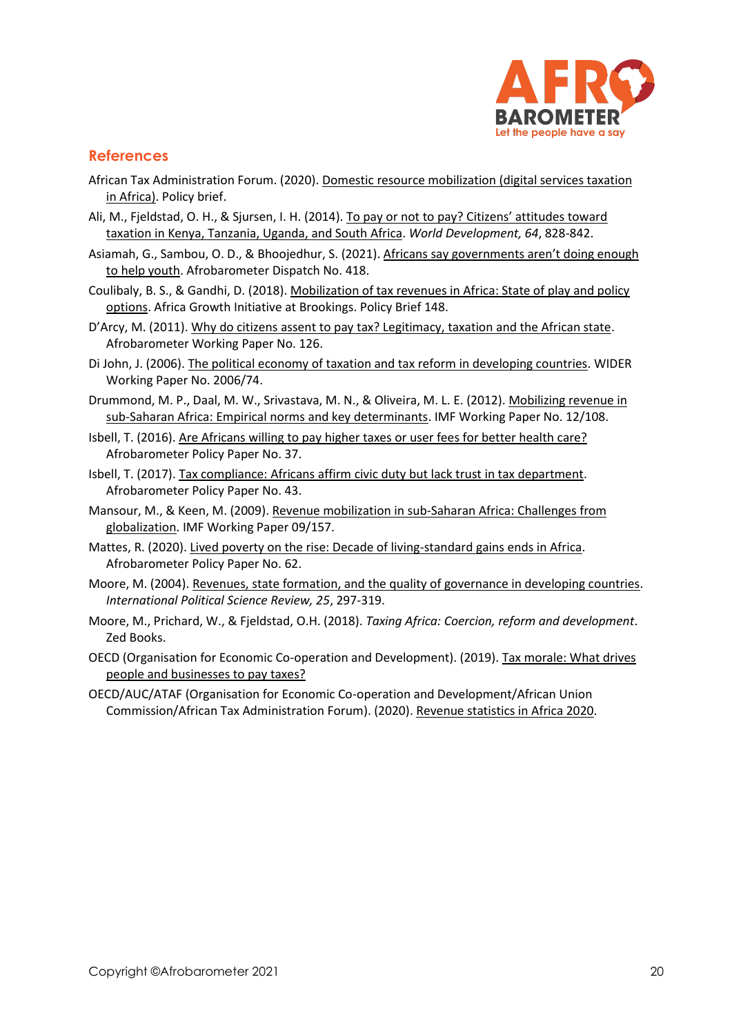## References

African Tax Administration Forum. (2020). Domestic resource mobilization (digital services taxation in Africa). Policy brief.

Ali, M., Fjeldstad, O. H., & Sjursen, I. H. (2014). To pay or not to pay? Citizens' attitudes toward taxation in Kenya, Tanzania, Uganda, and South Africa. *World Development, 64*, 828-842.

Asiamah, G., Sambou, O. D., & Bhoojedhur, S. (2021). Africans say governments aren't doing enough to help youth. Afrobarometer Dispatch No. 418.

Coulibaly, B. S., & Gandhi, D. (2018). Mobilization of tax revenues in Africa: State of play and policy options. Africa Growth Initiative at Brookings. Policy Brief 148.

D'Arcy, M. (2011). Why do citizens assent to pay tax? Legitimacy, taxation and the African state. Afrobarometer Working Paper No. 126.

Di John, J. (2006). The political economy of taxation and tax reform in developing countries. WIDER Working Paper No. 2006/74.

Drummond, M. P., Daal, M. W., Srivastava, M. N., & Oliveira, M. L. E. (2012). Mobilizing revenue in sub-Saharan Africa: Empirical norms and key determinants. IMF Working Paper No. 12/108.

Isbell, T. (2016). Are Africans willing to pay higher taxes or user fees for better health care? Afrobarometer Policy Paper No. 37.

Isbell, T. (2017). Tax compliance: Africans affirm civic duty but lack trust in tax department. Afrobarometer Policy Paper No. 43.

Mansour, M., & Keen, M. (2009). Revenue mobilization in sub-Saharan Africa: Challenges from globalization. IMF Working Paper 09/157.

Mattes, R. (2020). Lived poverty on the rise: Decade of living-standard gains ends in Africa. Afrobarometer Policy Paper No. 62.

Moore, M. (2004). Revenues, state formation, and the quality of governance in developing countries. *International Political Science Review, 25*, 297-319.

Moore, M., Prichard, W., & Fjeldstad, O.H. (2018). *Taxing Africa: Coercion, reform and development*. Zed Books.

OECD (Organisation for Economic Co-operation and Development). (2019). Tax morale: What drives people and businesses to pay taxes?

OECD/AUC/ATAF (Organisation for Economic Co-operation and Development/African Union Commission/African Tax Administration Forum). (2020). Revenue statistics in Africa 2020.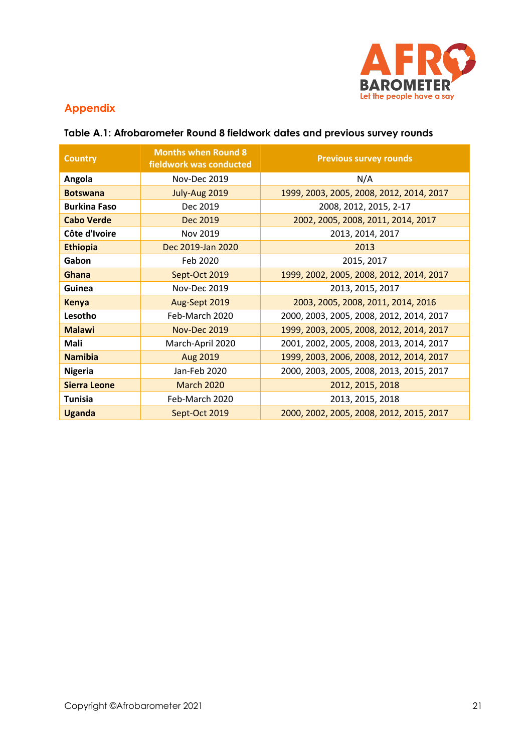## Appendix

**Table A.1: Afrobarometer Round 8 fieldwork dates and previous survey rounds**

| Country | Months when Round 8 fieldwork was conducted | Previous survey rounds |
|---|---|---|
| **Angola** | Nov-Dec 2019 | N/A |
| **Botswana** | July-Aug 2019 | 1999, 2003, 2005, 2008, 2012, 2014, 2017 |
| **Burkina Faso** | Dec 2019 | 2008, 2012, 2015, 2-17 |
| **Cabo Verde** | Dec 2019 | 2002, 2005, 2008, 2011, 2014, 2017 |
| **Côte d'Ivoire** | Nov 2019 | 2013, 2014, 2017 |
| **Ethiopia** | Dec 2019-Jan 2020 | 2013 |
| **Gabon** | Feb 2020 | 2015, 2017 |
| **Ghana** | Sept-Oct 2019 | 1999, 2002, 2005, 2008, 2012, 2014, 2017 |
| **Guinea** | Nov-Dec 2019 | 2013, 2015, 2017 |
| **Kenya** | Aug-Sept 2019 | 2003, 2005, 2008, 2011, 2014, 2016 |
| **Lesotho** | Feb-March 2020 | 2000, 2003, 2005, 2008, 2012, 2014, 2017 |
| **Malawi** | Nov-Dec 2019 | 1999, 2003, 2005, 2008, 2012, 2014, 2017 |
| **Mali** | March-April 2020 | 2001, 2002, 2005, 2008, 2013, 2014, 2017 |
| **Namibia** | Aug 2019 | 1999, 2003, 2006, 2008, 2012, 2014, 2017 |
| **Nigeria** | Jan-Feb 2020 | 2000, 2003, 2005, 2008, 2013, 2015, 2017 |
| **Sierra Leone** | March 2020 | 2012, 2015, 2018 |
| **Tunisia** | Feb-March 2020 | 2013, 2015, 2018 |
| **Uganda** | Sept-Oct 2019 | 2000, 2002, 2005, 2008, 2012, 2015, 2017 |

Copyright ©Afrobarometer 2021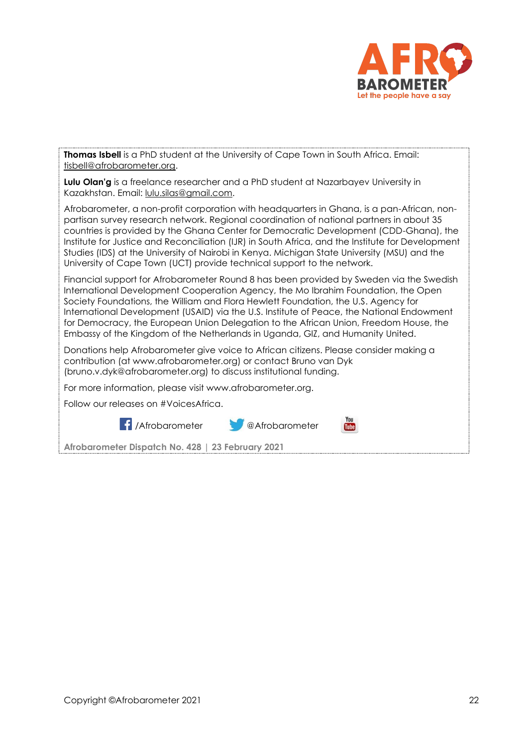**Thomas Isbell** is a PhD student at the University of Cape Town in South Africa. Email: tisbell@afrobarometer.org.

**Lulu Olan'g** is a freelance researcher and a PhD student at Nazarbayev University in Kazakhstan. Email: lulu.silas@gmail.com.

Afrobarometer, a non-profit corporation with headquarters in Ghana, is a pan-African, non-partisan survey research network. Regional coordination of national partners in about 35 countries is provided by the Ghana Center for Democratic Development (CDD-Ghana), the Institute for Justice and Reconciliation (IJR) in South Africa, and the Institute for Development Studies (IDS) at the University of Nairobi in Kenya. Michigan State University (MSU) and the University of Cape Town (UCT) provide technical support to the network.

Financial support for Afrobarometer Round 8 has been provided by Sweden via the Swedish International Development Cooperation Agency, the Mo Ibrahim Foundation, the Open Society Foundations, the William and Flora Hewlett Foundation, the U.S. Agency for International Development (USAID) via the U.S. Institute of Peace, the National Endowment for Democracy, the European Union Delegation to the African Union, Freedom House, the Embassy of the Kingdom of the Netherlands in Uganda, GIZ, and Humanity United.

Donations help Afrobarometer give voice to African citizens. Please consider making a contribution (at www.afrobarometer.org) or contact Bruno van Dyk (bruno.v.dyk@afrobarometer.org) to discuss institutional funding.

For more information, please visit www.afrobarometer.org.

Follow our releases on #VoicesAfrica.

/Afrobarometer    @Afrobarometer

**Afrobarometer Dispatch No. 428 | 23 February 2021**

Copyright ©Afrobarometer 2021